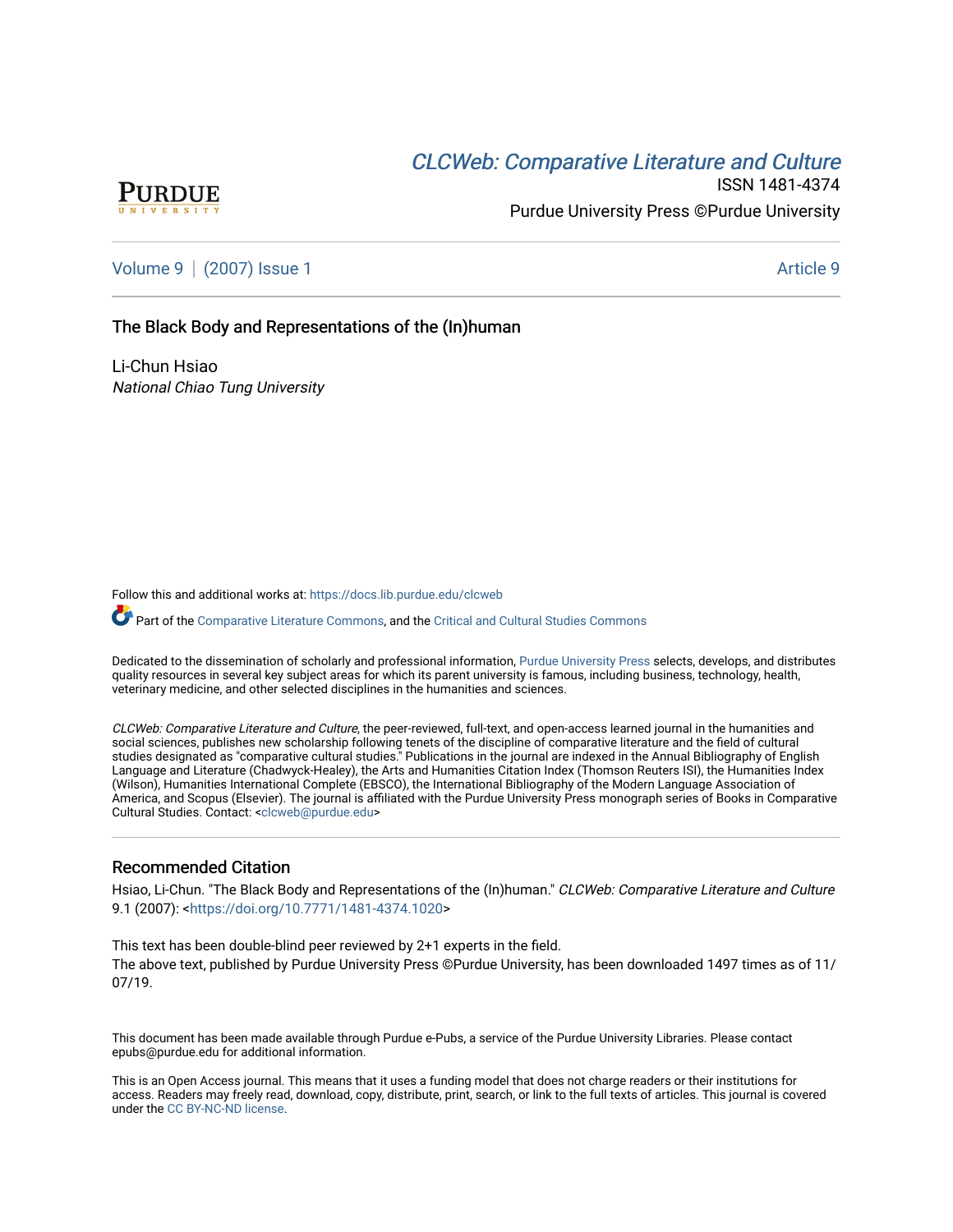PURDUE UNIVERSITY

# CLCWeb: Comparative Literature and Culture

ISSN 1481-4374

Purdue University Press ©Purdue University

Volume 9 | (2007) Issue 1 Article 9

## The Black Body and Representations of the (In)human

Li-Chun Hsiao

*National Chiao Tung University*

Follow this and additional works at: https://docs.lib.purdue.edu/clcweb

Part of the Comparative Literature Commons, and the Critical and Cultural Studies Commons

Dedicated to the dissemination of scholarly and professional information, Purdue University Press selects, develops, and distributes quality resources in several key subject areas for which its parent university is famous, including business, technology, health, veterinary medicine, and other selected disciplines in the humanities and sciences.

*CLCWeb: Comparative Literature and Culture*, the peer-reviewed, full-text, and open-access learned journal in the humanities and social sciences, publishes new scholarship following tenets of the discipline of comparative literature and the field of cultural studies designated as "comparative cultural studies." Publications in the journal are indexed in the Annual Bibliography of English Language and Literature (Chadwyck-Healey), the Arts and Humanities Citation Index (Thomson Reuters ISI), the Humanities Index (Wilson), Humanities International Complete (EBSCO), the International Bibliography of the Modern Language Association of America, and Scopus (Elsevier). The journal is affiliated with the Purdue University Press monograph series of Books in Comparative Cultural Studies. Contact: <clcweb@purdue.edu>

### Recommended Citation

Hsiao, Li-Chun. "The Black Body and Representations of the (In)human." *CLCWeb: Comparative Literature and Culture* 9.1 (2007): <https://doi.org/10.7771/1481-4374.1020>

This text has been double-blind peer reviewed by 2+1 experts in the field.
The above text, published by Purdue University Press ©Purdue University, has been downloaded 1497 times as of 11/07/19.

This document has been made available through Purdue e-Pubs, a service of the Purdue University Libraries. Please contact epubs@purdue.edu for additional information.

This is an Open Access journal. This means that it uses a funding model that does not charge readers or their institutions for access. Readers may freely read, download, copy, distribute, print, search, or link to the full texts of articles. This journal is covered under the CC BY-NC-ND license.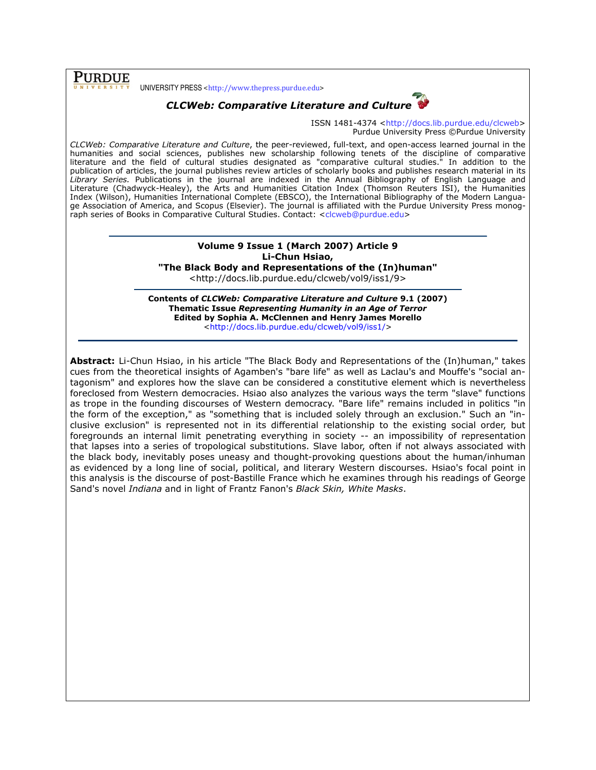**PURDUE** UNIVERSITY PRESS <http://www.thepress.purdue.edu>

***CLCWeb: Comparative Literature and Culture***

ISSN 1481-4374 <http://docs.lib.purdue.edu/clcweb>
Purdue University Press ©Purdue University

*CLCWeb: Comparative Literature and Culture*, the peer-reviewed, full-text, and open-access learned journal in the humanities and social sciences, publishes new scholarship following tenets of the discipline of comparative literature and the field of cultural studies designated as "comparative cultural studies." In addition to the publication of articles, the journal publishes review articles of scholarly books and publishes research material in its *Library Series.* Publications in the journal are indexed in the Annual Bibliography of English Language and Literature (Chadwyck-Healey), the Arts and Humanities Citation Index (Thomson Reuters ISI), the Humanities Index (Wilson), Humanities International Complete (EBSCO), the International Bibliography of the Modern Language Association of America, and Scopus (Elsevier). The journal is affiliated with the Purdue University Press monograph series of Books in Comparative Cultural Studies. Contact: <clcweb@purdue.edu>

**Volume 9 Issue 1 (March 2007) Article 9**
**Li-Chun Hsiao,**
**"The Black Body and Representations of the (In)human"**
<http://docs.lib.purdue.edu/clcweb/vol9/iss1/9>

**Contents of *CLCWeb: Comparative Literature and Culture* 9.1 (2007)**
**Thematic Issue *Representing Humanity in an Age of Terror***
**Edited by Sophia A. McClennen and Henry James Morello**
<http://docs.lib.purdue.edu/clcweb/vol9/iss1/>

**Abstract:** Li-Chun Hsiao, in his article "The Black Body and Representations of the (In)human," takes cues from the theoretical insights of Agamben's "bare life" as well as Laclau's and Mouffe's "social antagonism" and explores how the slave can be considered a constitutive element which is nevertheless foreclosed from Western democracies. Hsiao also analyzes the various ways the term "slave" functions as trope in the founding discourses of Western democracy. "Bare life" remains included in politics "in the form of the exception," as "something that is included solely through an exclusion." Such an "inclusive exclusion" is represented not in its differential relationship to the existing social order, but foregrounds an internal limit penetrating everything in society -- an impossibility of representation that lapses into a series of tropological substitutions. Slave labor, often if not always associated with the black body, inevitably poses uneasy and thought-provoking questions about the human/inhuman as evidenced by a long line of social, political, and literary Western discourses. Hsiao's focal point in this analysis is the discourse of post-Bastille France which he examines through his readings of George Sand's novel *Indiana* and in light of Frantz Fanon's *Black Skin, White Masks*.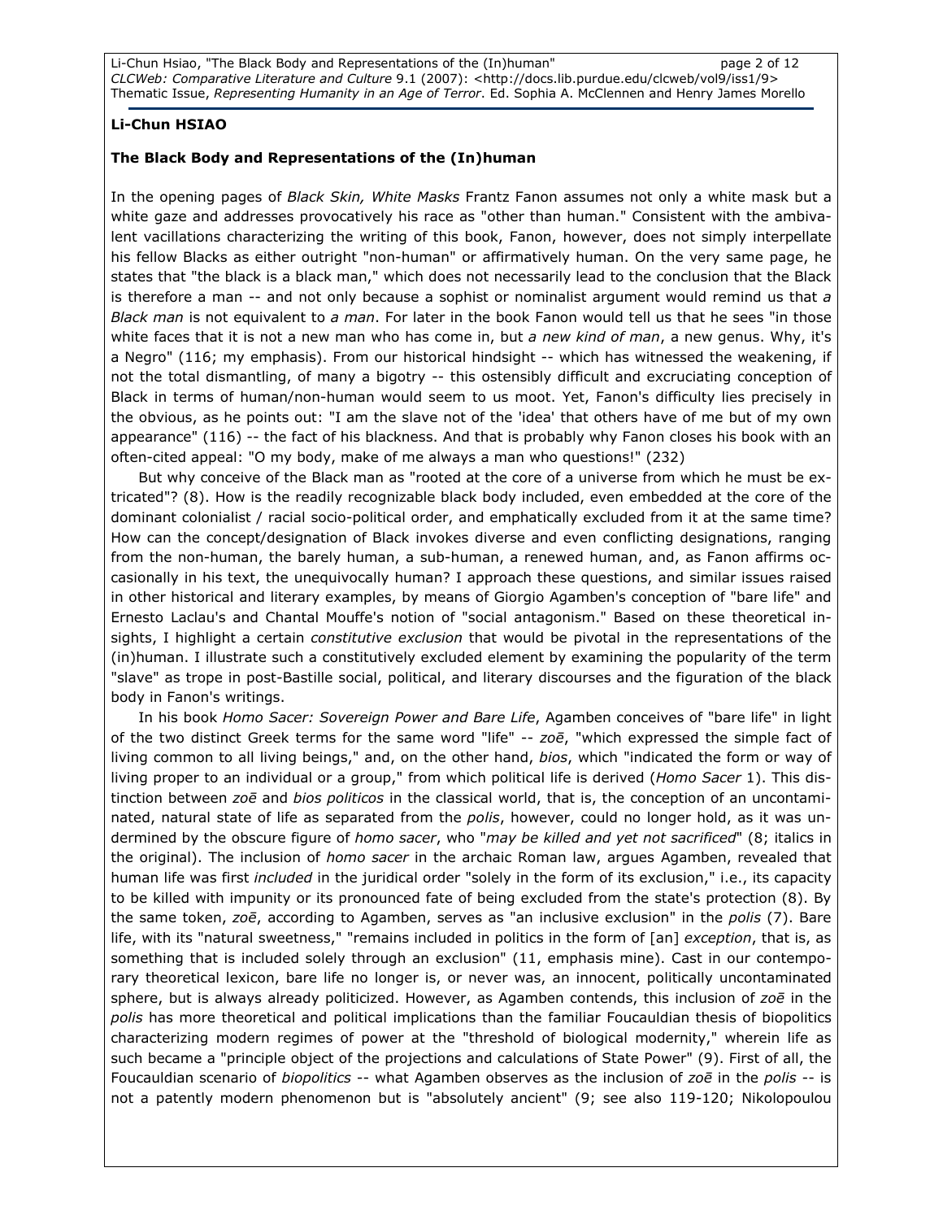**Li-Chun HSIAO**

**The Black Body and Representations of the (In)human**

In the opening pages of *Black Skin, White Masks* Frantz Fanon assumes not only a white mask but a white gaze and addresses provocatively his race as "other than human." Consistent with the ambivalent vacillations characterizing the writing of this book, Fanon, however, does not simply interpellate his fellow Blacks as either outright "non-human" or affirmatively human. On the very same page, he states that "the black is a black man," which does not necessarily lead to the conclusion that the Black is therefore a man -- and not only because a sophist or nominalist argument would remind us that *a Black man* is not equivalent to *a man*. For later in the book Fanon would tell us that he sees "in those white faces that it is not a new man who has come in, but *a new kind of man*, a new genus. Why, it's a Negro" (116; my emphasis). From our historical hindsight -- which has witnessed the weakening, if not the total dismantling, of many a bigotry -- this ostensibly difficult and excruciating conception of Black in terms of human/non-human would seem to us moot. Yet, Fanon's difficulty lies precisely in the obvious, as he points out: "I am the slave not of the 'idea' that others have of me but of my own appearance" (116) -- the fact of his blackness. And that is probably why Fanon closes his book with an often-cited appeal: "O my body, make of me always a man who questions!" (232)

But why conceive of the Black man as "rooted at the core of a universe from which he must be extricated"? (8). How is the readily recognizable black body included, even embedded at the core of the dominant colonialist / racial socio-political order, and emphatically excluded from it at the same time? How can the concept/designation of Black invokes diverse and even conflicting designations, ranging from the non-human, the barely human, a sub-human, a renewed human, and, as Fanon affirms occasionally in his text, the unequivocally human? I approach these questions, and similar issues raised in other historical and literary examples, by means of Giorgio Agamben's conception of "bare life" and Ernesto Laclau's and Chantal Mouffe's notion of "social antagonism." Based on these theoretical insights, I highlight a certain *constitutive exclusion* that would be pivotal in the representations of the (in)human. I illustrate such a constitutively excluded element by examining the popularity of the term "slave" as trope in post-Bastille social, political, and literary discourses and the figuration of the black body in Fanon's writings.

In his book *Homo Sacer: Sovereign Power and Bare Life*, Agamben conceives of "bare life" in light of the two distinct Greek terms for the same word "life" -- *zoē*, "which expressed the simple fact of living common to all living beings," and, on the other hand, *bios*, which "indicated the form or way of living proper to an individual or a group," from which political life is derived (*Homo Sacer* 1). This distinction between *zoē* and *bios politicos* in the classical world, that is, the conception of an uncontaminated, natural state of life as separated from the *polis*, however, could no longer hold, as it was undermined by the obscure figure of *homo sacer*, who "*may be killed and yet not sacrificed*" (8; italics in the original). The inclusion of *homo sacer* in the archaic Roman law, argues Agamben, revealed that human life was first *included* in the juridical order "solely in the form of its exclusion," i.e., its capacity to be killed with impunity or its pronounced fate of being excluded from the state's protection (8). By the same token, *zoē*, according to Agamben, serves as "an inclusive exclusion" in the *polis* (7). Bare life, with its "natural sweetness," "remains included in politics in the form of [an] *exception*, that is, as something that is included solely through an exclusion" (11, emphasis mine). Cast in our contemporary theoretical lexicon, bare life no longer is, or never was, an innocent, politically uncontaminated sphere, but is always already politicized. However, as Agamben contends, this inclusion of *zoē* in the *polis* has more theoretical and political implications than the familiar Foucauldian thesis of biopolitics characterizing modern regimes of power at the "threshold of biological modernity," wherein life as such became a "principle object of the projections and calculations of State Power" (9). First of all, the Foucauldian scenario of *biopolitics* -- what Agamben observes as the inclusion of *zoē* in the *polis* -- is not a patently modern phenomenon but is "absolutely ancient" (9; see also 119-120; Nikolopoulou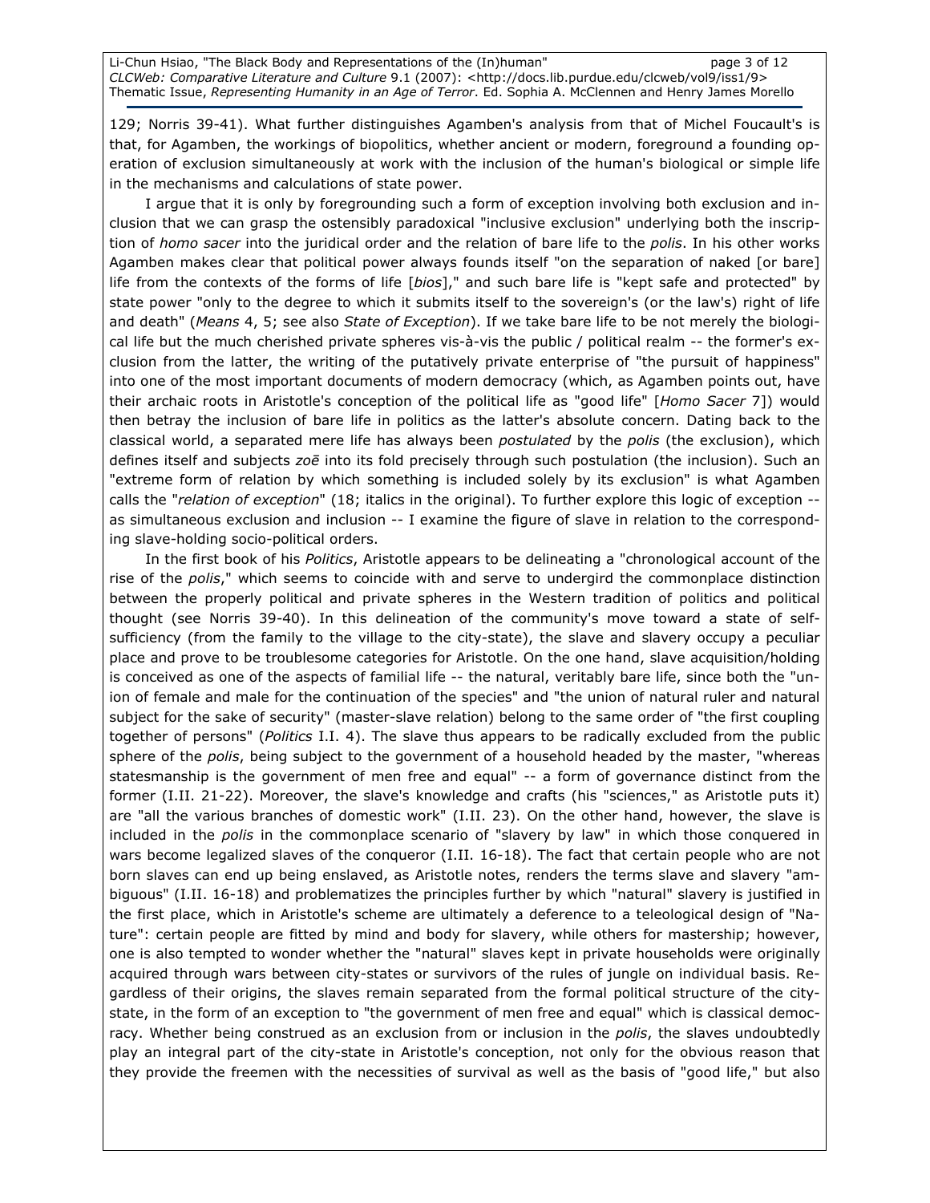129; Norris 39-41). What further distinguishes Agamben's analysis from that of Michel Foucault's is that, for Agamben, the workings of biopolitics, whether ancient or modern, foreground a founding operation of exclusion simultaneously at work with the inclusion of the human's biological or simple life in the mechanisms and calculations of state power.

I argue that it is only by foregrounding such a form of exception involving both exclusion and inclusion that we can grasp the ostensibly paradoxical "inclusive exclusion" underlying both the inscription of *homo sacer* into the juridical order and the relation of bare life to the *polis*. In his other works Agamben makes clear that political power always founds itself "on the separation of naked [or bare] life from the contexts of the forms of life [*bios*]," and such bare life is "kept safe and protected" by state power "only to the degree to which it submits itself to the sovereign's (or the law's) right of life and death" (*Means* 4, 5; see also *State of Exception*). If we take bare life to be not merely the biological life but the much cherished private spheres vis-à-vis the public / political realm -- the former's exclusion from the latter, the writing of the putatively private enterprise of "the pursuit of happiness" into one of the most important documents of modern democracy (which, as Agamben points out, have their archaic roots in Aristotle's conception of the political life as "good life" [*Homo Sacer* 7]) would then betray the inclusion of bare life in politics as the latter's absolute concern. Dating back to the classical world, a separated mere life has always been *postulated* by the *polis* (the exclusion), which defines itself and subjects *zoē* into its fold precisely through such postulation (the inclusion). Such an "extreme form of relation by which something is included solely by its exclusion" is what Agamben calls the "*relation of exception*" (18; italics in the original). To further explore this logic of exception -- as simultaneous exclusion and inclusion -- I examine the figure of slave in relation to the corresponding slave-holding socio-political orders.

In the first book of his *Politics*, Aristotle appears to be delineating a "chronological account of the rise of the *polis*," which seems to coincide with and serve to undergird the commonplace distinction between the properly political and private spheres in the Western tradition of politics and political thought (see Norris 39-40). In this delineation of the community's move toward a state of self-sufficiency (from the family to the village to the city-state), the slave and slavery occupy a peculiar place and prove to be troublesome categories for Aristotle. On the one hand, slave acquisition/holding is conceived as one of the aspects of familial life -- the natural, veritably bare life, since both the "union of female and male for the continuation of the species" and "the union of natural ruler and natural subject for the sake of security" (master-slave relation) belong to the same order of "the first coupling together of persons" (*Politics* I.I. 4). The slave thus appears to be radically excluded from the public sphere of the *polis*, being subject to the government of a household headed by the master, "whereas statesmanship is the government of men free and equal" -- a form of governance distinct from the former (I.II. 21-22). Moreover, the slave's knowledge and crafts (his "sciences," as Aristotle puts it) are "all the various branches of domestic work" (I.II. 23). On the other hand, however, the slave is included in the *polis* in the commonplace scenario of "slavery by law" in which those conquered in wars become legalized slaves of the conqueror (I.II. 16-18). The fact that certain people who are not born slaves can end up being enslaved, as Aristotle notes, renders the terms slave and slavery "ambiguous" (I.II. 16-18) and problematizes the principles further by which "natural" slavery is justified in the first place, which in Aristotle's scheme are ultimately a deference to a teleological design of "Nature": certain people are fitted by mind and body for slavery, while others for mastership; however, one is also tempted to wonder whether the "natural" slaves kept in private households were originally acquired through wars between city-states or survivors of the rules of jungle on individual basis. Regardless of their origins, the slaves remain separated from the formal political structure of the city-state, in the form of an exception to "the government of men free and equal" which is classical democracy. Whether being construed as an exclusion from or inclusion in the *polis*, the slaves undoubtedly play an integral part of the city-state in Aristotle's conception, not only for the obvious reason that they provide the freemen with the necessities of survival as well as the basis of "good life," but also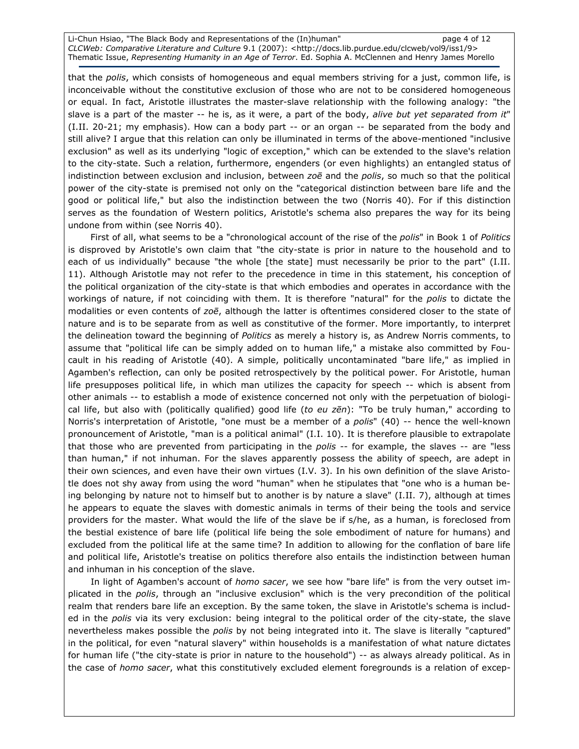that the *polis*, which consists of homogeneous and equal members striving for a just, common life, is inconceivable without the constitutive exclusion of those who are not to be considered homogeneous or equal. In fact, Aristotle illustrates the master-slave relationship with the following analogy: "the slave is a part of the master -- he is, as it were, a part of the body, *alive but yet separated from it*" (I.II. 20-21; my emphasis). How can a body part -- or an organ -- be separated from the body and still alive? I argue that this relation can only be illuminated in terms of the above-mentioned "inclusive exclusion" as well as its underlying "logic of exception," which can be extended to the slave's relation to the city-state. Such a relation, furthermore, engenders (or even highlights) an entangled status of indistinction between exclusion and inclusion, between *zoē* and the *polis*, so much so that the political power of the city-state is premised not only on the "categorical distinction between bare life and the good or political life," but also the indistinction between the two (Norris 40). For if this distinction serves as the foundation of Western politics, Aristotle's schema also prepares the way for its being undone from within (see Norris 40).

First of all, what seems to be a "chronological account of the rise of the *polis*" in Book 1 of *Politics* is disproved by Aristotle's own claim that "the city-state is prior in nature to the household and to each of us individually" because "the whole [the state] must necessarily be prior to the part" (I.II. 11). Although Aristotle may not refer to the precedence in time in this statement, his conception of the political organization of the city-state is that which embodies and operates in accordance with the workings of nature, if not coinciding with them. It is therefore "natural" for the *polis* to dictate the modalities or even contents of *zoē*, although the latter is oftentimes considered closer to the state of nature and is to be separate from as well as constitutive of the former. More importantly, to interpret the delineation toward the beginning of *Politics* as merely a history is, as Andrew Norris comments, to assume that "political life can be simply added on to human life," a mistake also committed by Foucault in his reading of Aristotle (40). A simple, politically uncontaminated "bare life," as implied in Agamben's reflection, can only be posited retrospectively by the political power. For Aristotle, human life presupposes political life, in which man utilizes the capacity for speech -- which is absent from other animals -- to establish a mode of existence concerned not only with the perpetuation of biological life, but also with (politically qualified) good life (*to eu zēn*): "To be truly human," according to Norris's interpretation of Aristotle, "one must be a member of a *polis*" (40) -- hence the well-known pronouncement of Aristotle, "man is a political animal" (I.I. 10). It is therefore plausible to extrapolate that those who are prevented from participating in the *polis* -- for example, the slaves -- are "less than human," if not inhuman. For the slaves apparently possess the ability of speech, are adept in their own sciences, and even have their own virtues (I.V. 3). In his own definition of the slave Aristotle does not shy away from using the word "human" when he stipulates that "one who is a human being belonging by nature not to himself but to another is by nature a slave" (I.II. 7), although at times he appears to equate the slaves with domestic animals in terms of their being the tools and service providers for the master. What would the life of the slave be if s/he, as a human, is foreclosed from the bestial existence of bare life (political life being the sole embodiment of nature for humans) and excluded from the political life at the same time? In addition to allowing for the conflation of bare life and political life, Aristotle's treatise on politics therefore also entails the indistinction between human and inhuman in his conception of the slave.

In light of Agamben's account of *homo sacer*, we see how "bare life" is from the very outset implicated in the *polis*, through an "inclusive exclusion" which is the very precondition of the political realm that renders bare life an exception. By the same token, the slave in Aristotle's schema is included in the *polis* via its very exclusion: being integral to the political order of the city-state, the slave nevertheless makes possible the *polis* by not being integrated into it. The slave is literally "captured" in the political, for even "natural slavery" within households is a manifestation of what nature dictates for human life ("the city-state is prior in nature to the household") -- as always already political. As in the case of *homo sacer*, what this constitutively excluded element foregrounds is a relation of excep-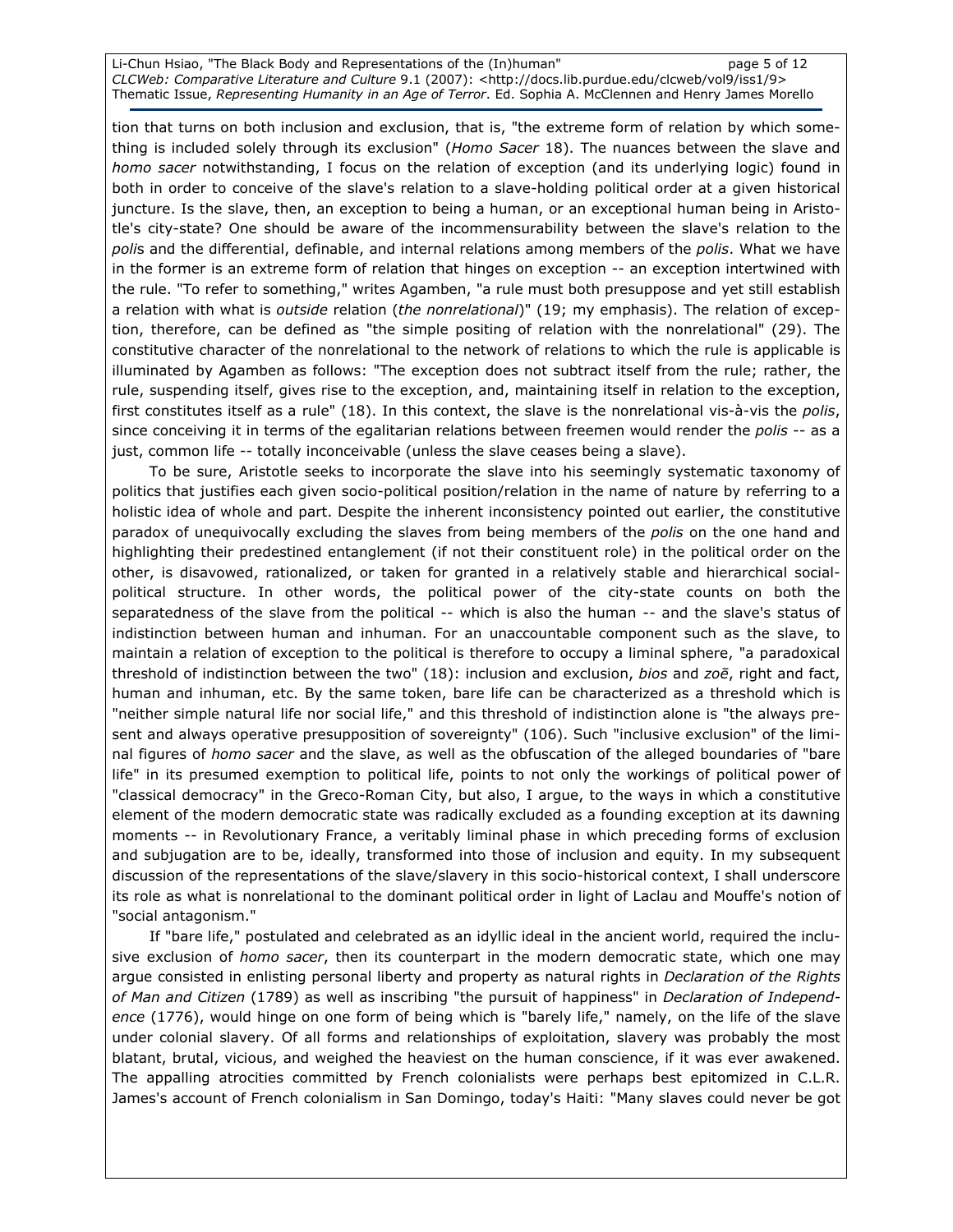tion that turns on both inclusion and exclusion, that is, "the extreme form of relation by which something is included solely through its exclusion" (*Homo Sacer* 18). The nuances between the slave and *homo sacer* notwithstanding, I focus on the relation of exception (and its underlying logic) found in both in order to conceive of the slave's relation to a slave-holding political order at a given historical juncture. Is the slave, then, an exception to being a human, or an exceptional human being in Aristotle's city-state? One should be aware of the incommensurability between the slave's relation to the *polis* and the differential, definable, and internal relations among members of the *polis*. What we have in the former is an extreme form of relation that hinges on exception -- an exception intertwined with the rule. "To refer to something," writes Agamben, "a rule must both presuppose and yet still establish a relation with what is *outside* relation (*the nonrelational*)" (19; my emphasis). The relation of exception, therefore, can be defined as "the simple positing of relation with the nonrelational" (29). The constitutive character of the nonrelational to the network of relations to which the rule is applicable is illuminated by Agamben as follows: "The exception does not subtract itself from the rule; rather, the rule, suspending itself, gives rise to the exception, and, maintaining itself in relation to the exception, first constitutes itself as a rule" (18). In this context, the slave is the nonrelational vis-à-vis the *polis*, since conceiving it in terms of the egalitarian relations between freemen would render the *polis* -- as a just, common life -- totally inconceivable (unless the slave ceases being a slave).

To be sure, Aristotle seeks to incorporate the slave into his seemingly systematic taxonomy of politics that justifies each given socio-political position/relation in the name of nature by referring to a holistic idea of whole and part. Despite the inherent inconsistency pointed out earlier, the constitutive paradox of unequivocally excluding the slaves from being members of the *polis* on the one hand and highlighting their predestined entanglement (if not their constituent role) in the political order on the other, is disavowed, rationalized, or taken for granted in a relatively stable and hierarchical social-political structure. In other words, the political power of the city-state counts on both the separatedness of the slave from the political -- which is also the human -- and the slave's status of indistinction between human and inhuman. For an unaccountable component such as the slave, to maintain a relation of exception to the political is therefore to occupy a liminal sphere, "a paradoxical threshold of indistinction between the two" (18): inclusion and exclusion, *bios* and *zoē*, right and fact, human and inhuman, etc. By the same token, bare life can be characterized as a threshold which is "neither simple natural life nor social life," and this threshold of indistinction alone is "the always present and always operative presupposition of sovereignty" (106). Such "inclusive exclusion" of the liminal figures of *homo sacer* and the slave, as well as the obfuscation of the alleged boundaries of "bare life" in its presumed exemption to political life, points to not only the workings of political power of "classical democracy" in the Greco-Roman City, but also, I argue, to the ways in which a constitutive element of the modern democratic state was radically excluded as a founding exception at its dawning moments -- in Revolutionary France, a veritably liminal phase in which preceding forms of exclusion and subjugation are to be, ideally, transformed into those of inclusion and equity. In my subsequent discussion of the representations of the slave/slavery in this socio-historical context, I shall underscore its role as what is nonrelational to the dominant political order in light of Laclau and Mouffe's notion of "social antagonism."

If "bare life," postulated and celebrated as an idyllic ideal in the ancient world, required the inclusive exclusion of *homo sacer*, then its counterpart in the modern democratic state, which one may argue consisted in enlisting personal liberty and property as natural rights in *Declaration of the Rights of Man and Citizen* (1789) as well as inscribing "the pursuit of happiness" in *Declaration of Independence* (1776), would hinge on one form of being which is "barely life," namely, on the life of the slave under colonial slavery. Of all forms and relationships of exploitation, slavery was probably the most blatant, brutal, vicious, and weighed the heaviest on the human conscience, if it was ever awakened. The appalling atrocities committed by French colonialists were perhaps best epitomized in C.L.R. James's account of French colonialism in San Domingo, today's Haiti: "Many slaves could never be got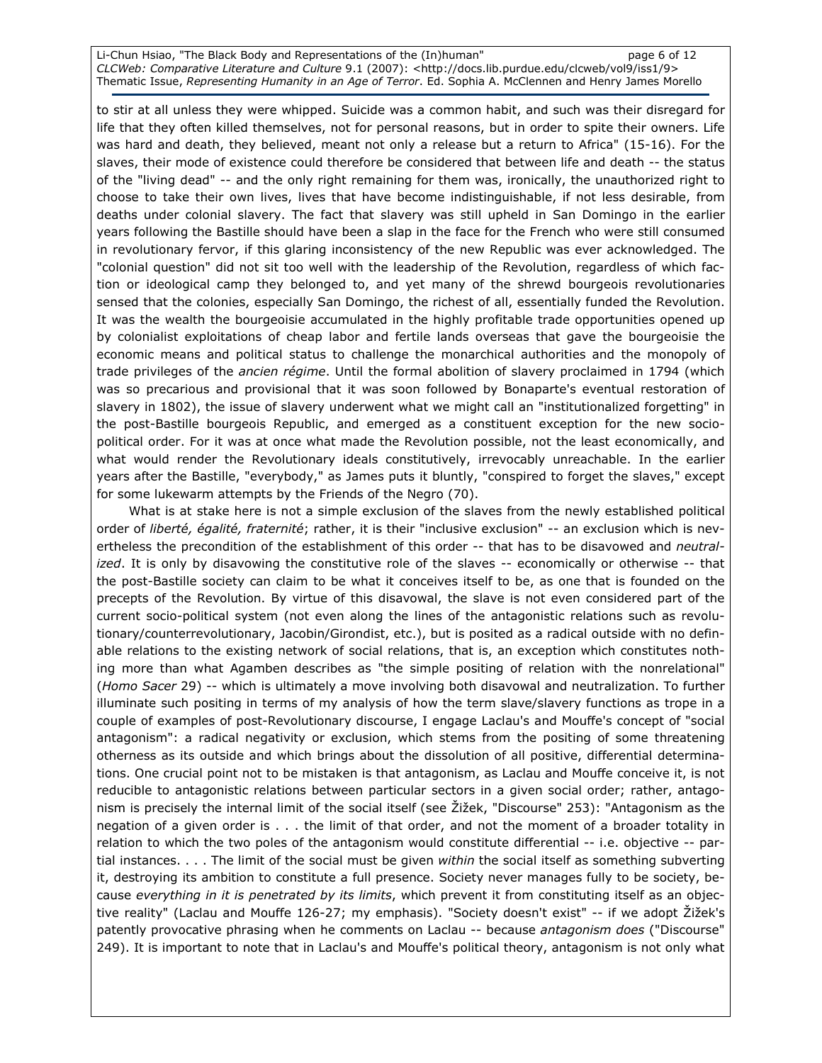to stir at all unless they were whipped. Suicide was a common habit, and such was their disregard for life that they often killed themselves, not for personal reasons, but in order to spite their owners. Life was hard and death, they believed, meant not only a release but a return to Africa" (15-16). For the slaves, their mode of existence could therefore be considered that between life and death -- the status of the "living dead" -- and the only right remaining for them was, ironically, the unauthorized right to choose to take their own lives, lives that have become indistinguishable, if not less desirable, from deaths under colonial slavery. The fact that slavery was still upheld in San Domingo in the earlier years following the Bastille should have been a slap in the face for the French who were still consumed in revolutionary fervor, if this glaring inconsistency of the new Republic was ever acknowledged. The "colonial question" did not sit too well with the leadership of the Revolution, regardless of which faction or ideological camp they belonged to, and yet many of the shrewd bourgeois revolutionaries sensed that the colonies, especially San Domingo, the richest of all, essentially funded the Revolution. It was the wealth the bourgeoisie accumulated in the highly profitable trade opportunities opened up by colonialist exploitations of cheap labor and fertile lands overseas that gave the bourgeoisie the economic means and political status to challenge the monarchical authorities and the monopoly of trade privileges of the *ancien régime*. Until the formal abolition of slavery proclaimed in 1794 (which was so precarious and provisional that it was soon followed by Bonaparte's eventual restoration of slavery in 1802), the issue of slavery underwent what we might call an "institutionalized forgetting" in the post-Bastille bourgeois Republic, and emerged as a constituent exception for the new socio-political order. For it was at once what made the Revolution possible, not the least economically, and what would render the Revolutionary ideals constitutively, irrevocably unreachable. In the earlier years after the Bastille, "everybody," as James puts it bluntly, "conspired to forget the slaves," except for some lukewarm attempts by the Friends of the Negro (70).

What is at stake here is not a simple exclusion of the slaves from the newly established political order of *liberté, égalité, fraternité*; rather, it is their "inclusive exclusion" -- an exclusion which is nevertheless the precondition of the establishment of this order -- that has to be disavowed and *neutralized*. It is only by disavowing the constitutive role of the slaves -- economically or otherwise -- that the post-Bastille society can claim to be what it conceives itself to be, as one that is founded on the precepts of the Revolution. By virtue of this disavowal, the slave is not even considered part of the current socio-political system (not even along the lines of the antagonistic relations such as revolutionary/counterrevolutionary, Jacobin/Girondist, etc.), but is posited as a radical outside with no definable relations to the existing network of social relations, that is, an exception which constitutes nothing more than what Agamben describes as "the simple positing of relation with the nonrelational" (*Homo Sacer* 29) -- which is ultimately a move involving both disavowal and neutralization. To further illuminate such positing in terms of my analysis of how the term slave/slavery functions as trope in a couple of examples of post-Revolutionary discourse, I engage Laclau's and Mouffe's concept of "social antagonism": a radical negativity or exclusion, which stems from the positing of some threatening otherness as its outside and which brings about the dissolution of all positive, differential determinations. One crucial point not to be mistaken is that antagonism, as Laclau and Mouffe conceive it, is not reducible to antagonistic relations between particular sectors in a given social order; rather, antagonism is precisely the internal limit of the social itself (see Žižek, "Discourse" 253): "Antagonism as the negation of a given order is . . . the limit of that order, and not the moment of a broader totality in relation to which the two poles of the antagonism would constitute differential -- i.e. objective -- partial instances. . . . The limit of the social must be given *within* the social itself as something subverting it, destroying its ambition to constitute a full presence. Society never manages fully to be society, because *everything in it is penetrated by its limits*, which prevent it from constituting itself as an objective reality" (Laclau and Mouffe 126-27; my emphasis). "Society doesn't exist" -- if we adopt Žižek's patently provocative phrasing when he comments on Laclau -- because *antagonism does* ("Discourse" 249). It is important to note that in Laclau's and Mouffe's political theory, antagonism is not only what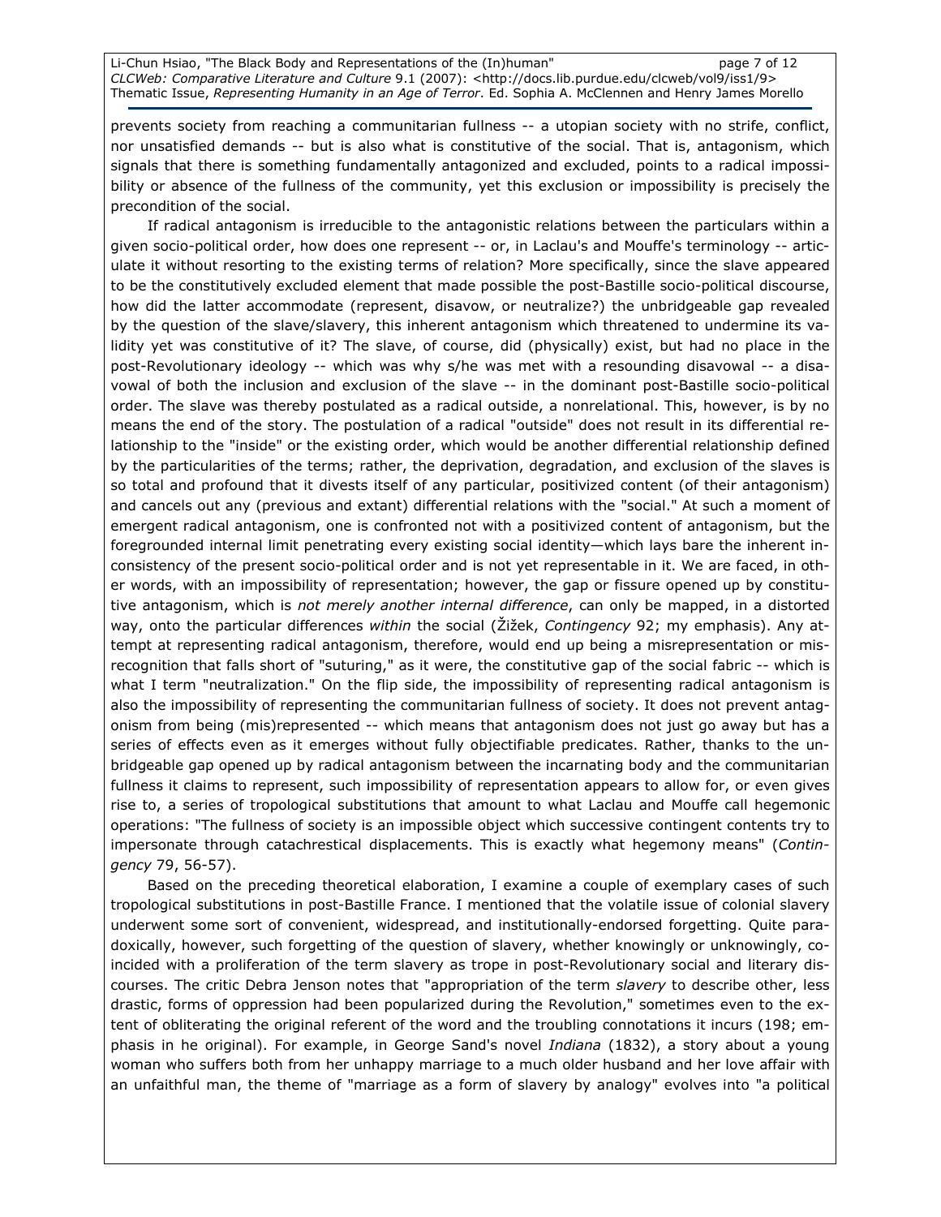prevents society from reaching a communitarian fullness -- a utopian society with no strife, conflict, nor unsatisfied demands -- but is also what is constitutive of the social. That is, antagonism, which signals that there is something fundamentally antagonized and excluded, points to a radical impossibility or absence of the fullness of the community, yet this exclusion or impossibility is precisely the precondition of the social.

If radical antagonism is irreducible to the antagonistic relations between the particulars within a given socio-political order, how does one represent -- or, in Laclau's and Mouffe's terminology -- articulate it without resorting to the existing terms of relation? More specifically, since the slave appeared to be the constitutively excluded element that made possible the post-Bastille socio-political discourse, how did the latter accommodate (represent, disavow, or neutralize?) the unbridgeable gap revealed by the question of the slave/slavery, this inherent antagonism which threatened to undermine its validity yet was constitutive of it? The slave, of course, did (physically) exist, but had no place in the post-Revolutionary ideology -- which was why s/he was met with a resounding disavowal -- a disavowal of both the inclusion and exclusion of the slave -- in the dominant post-Bastille socio-political order. The slave was thereby postulated as a radical outside, a nonrelational. This, however, is by no means the end of the story. The postulation of a radical "outside" does not result in its differential relationship to the "inside" or the existing order, which would be another differential relationship defined by the particularities of the terms; rather, the deprivation, degradation, and exclusion of the slaves is so total and profound that it divests itself of any particular, positivized content (of their antagonism) and cancels out any (previous and extant) differential relations with the "social." At such a moment of emergent radical antagonism, one is confronted not with a positivized content of antagonism, but the foregrounded internal limit penetrating every existing social identity—which lays bare the inherent inconsistency of the present socio-political order and is not yet representable in it. We are faced, in other words, with an impossibility of representation; however, the gap or fissure opened up by constitutive antagonism, which is *not merely another internal difference*, can only be mapped, in a distorted way, onto the particular differences *within* the social (Žižek, *Contingency* 92; my emphasis). Any attempt at representing radical antagonism, therefore, would end up being a misrepresentation or misrecognition that falls short of "suturing," as it were, the constitutive gap of the social fabric -- which is what I term "neutralization." On the flip side, the impossibility of representing radical antagonism is also the impossibility of representing the communitarian fullness of society. It does not prevent antagonism from being (mis)represented -- which means that antagonism does not just go away but has a series of effects even as it emerges without fully objectifiable predicates. Rather, thanks to the unbridgeable gap opened up by radical antagonism between the incarnating body and the communitarian fullness it claims to represent, such impossibility of representation appears to allow for, or even gives rise to, a series of tropological substitutions that amount to what Laclau and Mouffe call hegemonic operations: "The fullness of society is an impossible object which successive contingent contents try to impersonate through catachrestical displacements. This is exactly what hegemony means" (*Contingency* 79, 56-57).

Based on the preceding theoretical elaboration, I examine a couple of exemplary cases of such tropological substitutions in post-Bastille France. I mentioned that the volatile issue of colonial slavery underwent some sort of convenient, widespread, and institutionally-endorsed forgetting. Quite paradoxically, however, such forgetting of the question of slavery, whether knowingly or unknowingly, coincided with a proliferation of the term slavery as trope in post-Revolutionary social and literary discourses. The critic Debra Jenson notes that "appropriation of the term *slavery* to describe other, less drastic, forms of oppression had been popularized during the Revolution," sometimes even to the extent of obliterating the original referent of the word and the troubling connotations it incurs (198; emphasis in he original). For example, in George Sand's novel *Indiana* (1832), a story about a young woman who suffers both from her unhappy marriage to a much older husband and her love affair with an unfaithful man, the theme of "marriage as a form of slavery by analogy" evolves into "a political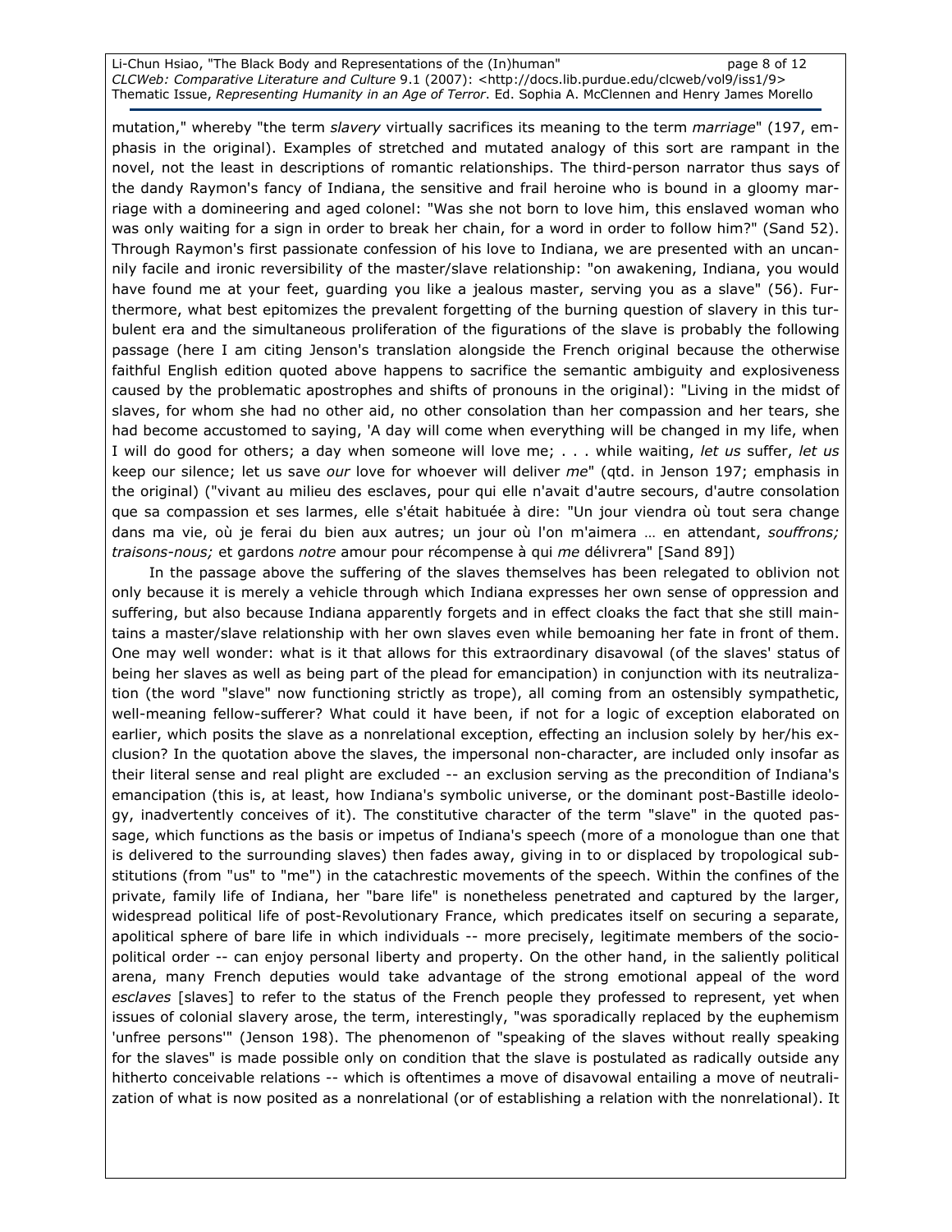mutation," whereby "the term *slavery* virtually sacrifices its meaning to the term *marriage*" (197, emphasis in the original). Examples of stretched and mutated analogy of this sort are rampant in the novel, not the least in descriptions of romantic relationships. The third-person narrator thus says of the dandy Raymon's fancy of Indiana, the sensitive and frail heroine who is bound in a gloomy marriage with a domineering and aged colonel: "Was she not born to love him, this enslaved woman who was only waiting for a sign in order to break her chain, for a word in order to follow him?" (Sand 52). Through Raymon's first passionate confession of his love to Indiana, we are presented with an uncannily facile and ironic reversibility of the master/slave relationship: "on awakening, Indiana, you would have found me at your feet, guarding you like a jealous master, serving you as a slave" (56). Furthermore, what best epitomizes the prevalent forgetting of the burning question of slavery in this turbulent era and the simultaneous proliferation of the figurations of the slave is probably the following passage (here I am citing Jenson's translation alongside the French original because the otherwise faithful English edition quoted above happens to sacrifice the semantic ambiguity and explosiveness caused by the problematic apostrophes and shifts of pronouns in the original): "Living in the midst of slaves, for whom she had no other aid, no other consolation than her compassion and her tears, she had become accustomed to saying, 'A day will come when everything will be changed in my life, when I will do good for others; a day when someone will love me; . . . while waiting, *let us* suffer, *let us* keep our silence; let us save *our* love for whoever will deliver *me*" (qtd. in Jenson 197; emphasis in the original) ("vivant au milieu des esclaves, pour qui elle n'avait d'autre secours, d'autre consolation que sa compassion et ses larmes, elle s'était habituée à dire: "Un jour viendra où tout sera change dans ma vie, où je ferai du bien aux autres; un jour où l'on m'aimera … en attendant, *souffrons; traisons-nous;* et gardons *notre* amour pour récompense à qui *me* délivrera" [Sand 89])

In the passage above the suffering of the slaves themselves has been relegated to oblivion not only because it is merely a vehicle through which Indiana expresses her own sense of oppression and suffering, but also because Indiana apparently forgets and in effect cloaks the fact that she still maintains a master/slave relationship with her own slaves even while bemoaning her fate in front of them. One may well wonder: what is it that allows for this extraordinary disavowal (of the slaves' status of being her slaves as well as being part of the plead for emancipation) in conjunction with its neutralization (the word "slave" now functioning strictly as trope), all coming from an ostensibly sympathetic, well-meaning fellow-sufferer? What could it have been, if not for a logic of exception elaborated on earlier, which posits the slave as a nonrelational exception, effecting an inclusion solely by her/his exclusion? In the quotation above the slaves, the impersonal non-character, are included only insofar as their literal sense and real plight are excluded -- an exclusion serving as the precondition of Indiana's emancipation (this is, at least, how Indiana's symbolic universe, or the dominant post-Bastille ideology, inadvertently conceives of it). The constitutive character of the term "slave" in the quoted passage, which functions as the basis or impetus of Indiana's speech (more of a monologue than one that is delivered to the surrounding slaves) then fades away, giving in to or displaced by tropological substitutions (from "us" to "me") in the catachrestic movements of the speech. Within the confines of the private, family life of Indiana, her "bare life" is nonetheless penetrated and captured by the larger, widespread political life of post-Revolutionary France, which predicates itself on securing a separate, apolitical sphere of bare life in which individuals -- more precisely, legitimate members of the socio-political order -- can enjoy personal liberty and property. On the other hand, in the saliently political arena, many French deputies would take advantage of the strong emotional appeal of the word *esclaves* [slaves] to refer to the status of the French people they professed to represent, yet when issues of colonial slavery arose, the term, interestingly, "was sporadically replaced by the euphemism 'unfree persons'" (Jenson 198). The phenomenon of "speaking of the slaves without really speaking for the slaves" is made possible only on condition that the slave is postulated as radically outside any hitherto conceivable relations -- which is oftentimes a move of disavowal entailing a move of neutralization of what is now posited as a nonrelational (or of establishing a relation with the nonrelational). It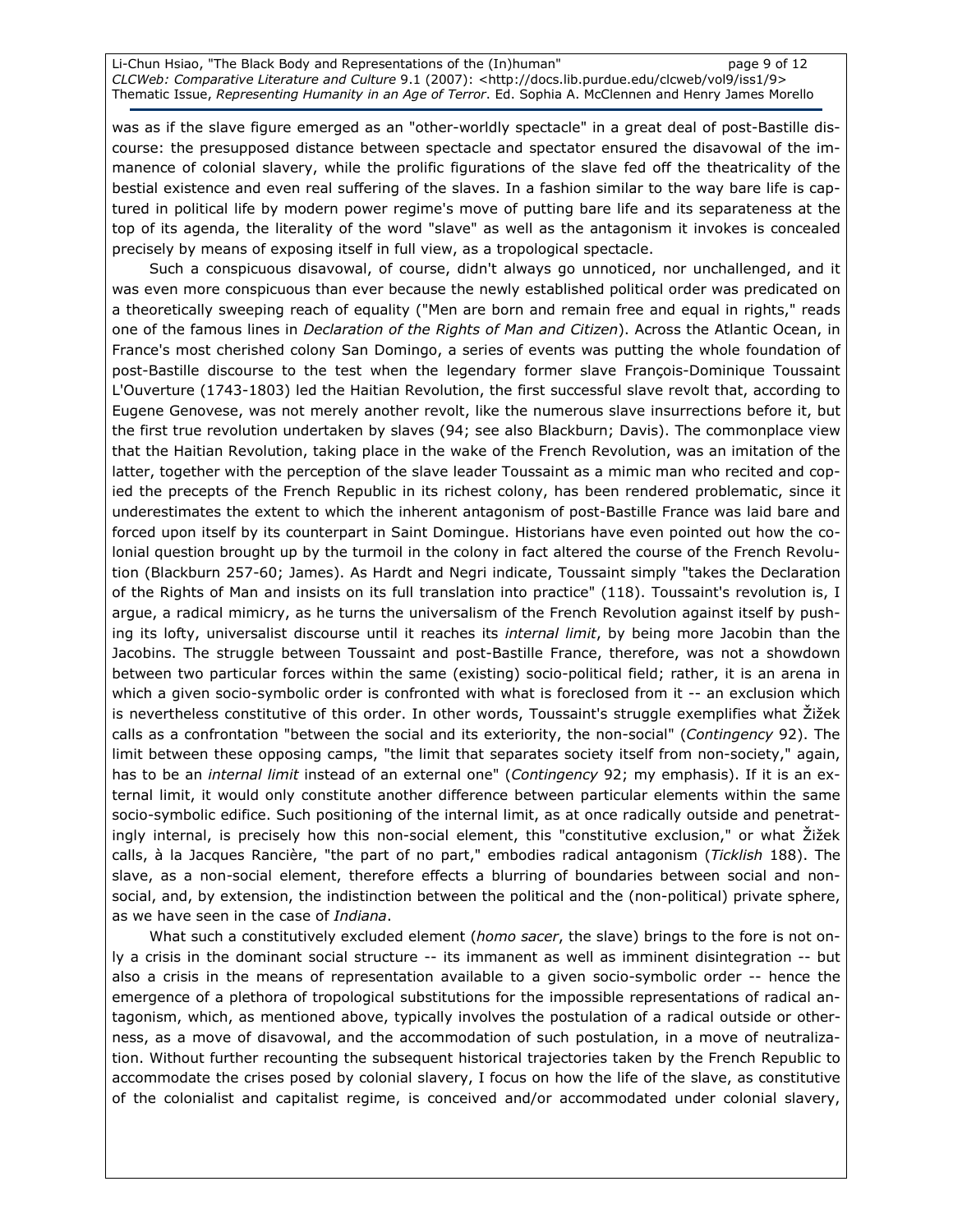was as if the slave figure emerged as an "other-worldly spectacle" in a great deal of post-Bastille discourse: the presupposed distance between spectacle and spectator ensured the disavowal of the immanence of colonial slavery, while the prolific figurations of the slave fed off the theatricality of the bestial existence and even real suffering of the slaves. In a fashion similar to the way bare life is captured in political life by modern power regime's move of putting bare life and its separateness at the top of its agenda, the literality of the word "slave" as well as the antagonism it invokes is concealed precisely by means of exposing itself in full view, as a tropological spectacle.

Such a conspicuous disavowal, of course, didn't always go unnoticed, nor unchallenged, and it was even more conspicuous than ever because the newly established political order was predicated on a theoretically sweeping reach of equality ("Men are born and remain free and equal in rights," reads one of the famous lines in *Declaration of the Rights of Man and Citizen*). Across the Atlantic Ocean, in France's most cherished colony San Domingo, a series of events was putting the whole foundation of post-Bastille discourse to the test when the legendary former slave François-Dominique Toussaint L'Ouverture (1743-1803) led the Haitian Revolution, the first successful slave revolt that, according to Eugene Genovese, was not merely another revolt, like the numerous slave insurrections before it, but the first true revolution undertaken by slaves (94; see also Blackburn; Davis). The commonplace view that the Haitian Revolution, taking place in the wake of the French Revolution, was an imitation of the latter, together with the perception of the slave leader Toussaint as a mimic man who recited and copied the precepts of the French Republic in its richest colony, has been rendered problematic, since it underestimates the extent to which the inherent antagonism of post-Bastille France was laid bare and forced upon itself by its counterpart in Saint Domingue. Historians have even pointed out how the colonial question brought up by the turmoil in the colony in fact altered the course of the French Revolution (Blackburn 257-60; James). As Hardt and Negri indicate, Toussaint simply "takes the Declaration of the Rights of Man and insists on its full translation into practice" (118). Toussaint's revolution is, I argue, a radical mimicry, as he turns the universalism of the French Revolution against itself by pushing its lofty, universalist discourse until it reaches its *internal limit*, by being more Jacobin than the Jacobins. The struggle between Toussaint and post-Bastille France, therefore, was not a showdown between two particular forces within the same (existing) socio-political field; rather, it is an arena in which a given socio-symbolic order is confronted with what is foreclosed from it -- an exclusion which is nevertheless constitutive of this order. In other words, Toussaint's struggle exemplifies what Žižek calls as a confrontation "between the social and its exteriority, the non-social" (*Contingency* 92). The limit between these opposing camps, "the limit that separates society itself from non-society," again, has to be an *internal limit* instead of an external one" (*Contingency* 92; my emphasis). If it is an external limit, it would only constitute another difference between particular elements within the same socio-symbolic edifice. Such positioning of the internal limit, as at once radically outside and penetratingly internal, is precisely how this non-social element, this "constitutive exclusion," or what Žižek calls, à la Jacques Rancière, "the part of no part," embodies radical antagonism (*Ticklish* 188). The slave, as a non-social element, therefore effects a blurring of boundaries between social and non-social, and, by extension, the indistinction between the political and the (non-political) private sphere, as we have seen in the case of *Indiana*.

What such a constitutively excluded element (*homo sacer*, the slave) brings to the fore is not only a crisis in the dominant social structure -- its immanent as well as imminent disintegration -- but also a crisis in the means of representation available to a given socio-symbolic order -- hence the emergence of a plethora of tropological substitutions for the impossible representations of radical antagonism, which, as mentioned above, typically involves the postulation of a radical outside or otherness, as a move of disavowal, and the accommodation of such postulation, in a move of neutralization. Without further recounting the subsequent historical trajectories taken by the French Republic to accommodate the crises posed by colonial slavery, I focus on how the life of the slave, as constitutive of the colonialist and capitalist regime, is conceived and/or accommodated under colonial slavery,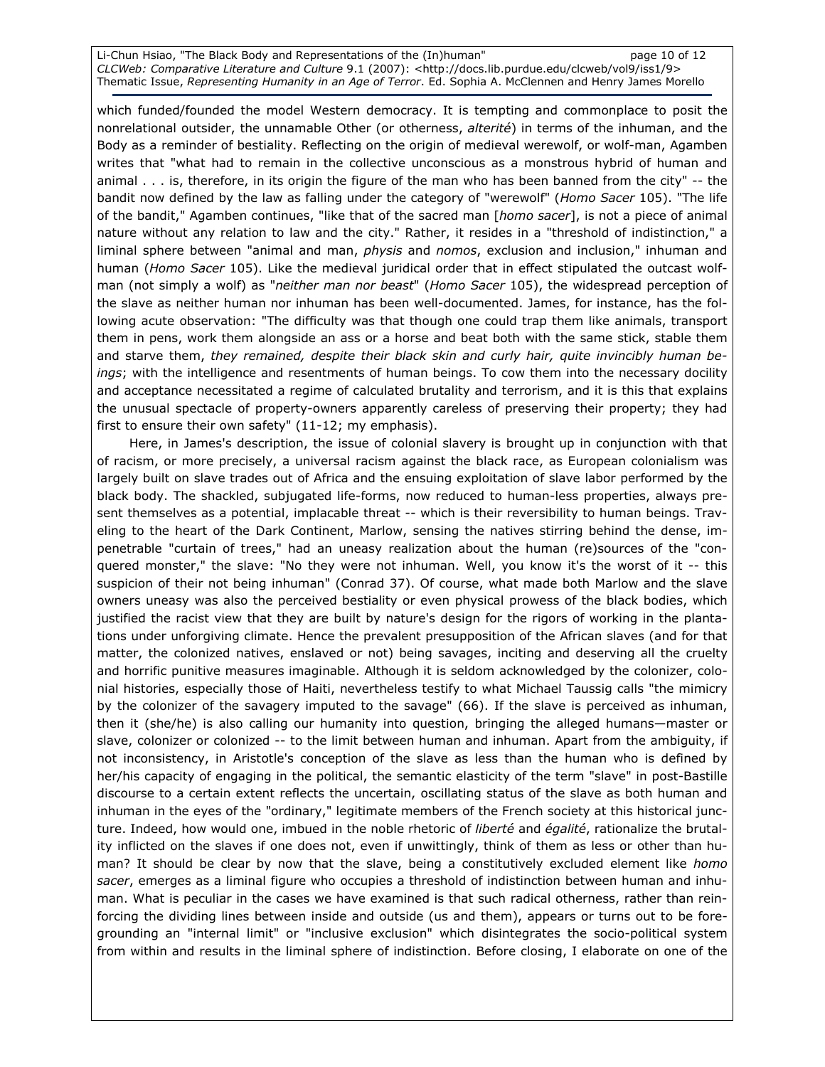which funded/founded the model Western democracy. It is tempting and commonplace to posit the nonrelational outsider, the unnamable Other (or otherness, *alterité*) in terms of the inhuman, and the Body as a reminder of bestiality. Reflecting on the origin of medieval werewolf, or wolf-man, Agamben writes that "what had to remain in the collective unconscious as a monstrous hybrid of human and animal . . . is, therefore, in its origin the figure of the man who has been banned from the city" -- the bandit now defined by the law as falling under the category of "werewolf" (*Homo Sacer* 105). "The life of the bandit," Agamben continues, "like that of the sacred man [*homo sacer*], is not a piece of animal nature without any relation to law and the city." Rather, it resides in a "threshold of indistinction," a liminal sphere between "animal and man, *physis* and *nomos*, exclusion and inclusion," inhuman and human (*Homo Sacer* 105). Like the medieval juridical order that in effect stipulated the outcast wolf-man (not simply a wolf) as "*neither man nor beast*" (*Homo Sacer* 105), the widespread perception of the slave as neither human nor inhuman has been well-documented. James, for instance, has the following acute observation: "The difficulty was that though one could trap them like animals, transport them in pens, work them alongside an ass or a horse and beat both with the same stick, stable them and starve them, *they remained, despite their black skin and curly hair, quite invincibly human beings*; with the intelligence and resentments of human beings. To cow them into the necessary docility and acceptance necessitated a regime of calculated brutality and terrorism, and it is this that explains the unusual spectacle of property-owners apparently careless of preserving their property; they had first to ensure their own safety" (11-12; my emphasis).

Here, in James's description, the issue of colonial slavery is brought up in conjunction with that of racism, or more precisely, a universal racism against the black race, as European colonialism was largely built on slave trades out of Africa and the ensuing exploitation of slave labor performed by the black body. The shackled, subjugated life-forms, now reduced to human-less properties, always present themselves as a potential, implacable threat -- which is their reversibility to human beings. Traveling to the heart of the Dark Continent, Marlow, sensing the natives stirring behind the dense, impenetrable "curtain of trees," had an uneasy realization about the human (re)sources of the "conquered monster," the slave: "No they were not inhuman. Well, you know it's the worst of it -- this suspicion of their not being inhuman" (Conrad 37). Of course, what made both Marlow and the slave owners uneasy was also the perceived bestiality or even physical prowess of the black bodies, which justified the racist view that they are built by nature's design for the rigors of working in the plantations under unforgiving climate. Hence the prevalent presupposition of the African slaves (and for that matter, the colonized natives, enslaved or not) being savages, inciting and deserving all the cruelty and horrific punitive measures imaginable. Although it is seldom acknowledged by the colonizer, colonial histories, especially those of Haiti, nevertheless testify to what Michael Taussig calls "the mimicry by the colonizer of the savagery imputed to the savage" (66). If the slave is perceived as inhuman, then it (she/he) is also calling our humanity into question, bringing the alleged humans—master or slave, colonizer or colonized -- to the limit between human and inhuman. Apart from the ambiguity, if not inconsistency, in Aristotle's conception of the slave as less than the human who is defined by her/his capacity of engaging in the political, the semantic elasticity of the term "slave" in post-Bastille discourse to a certain extent reflects the uncertain, oscillating status of the slave as both human and inhuman in the eyes of the "ordinary," legitimate members of the French society at this historical juncture. Indeed, how would one, imbued in the noble rhetoric of *liberté* and *égalité*, rationalize the brutality inflicted on the slaves if one does not, even if unwittingly, think of them as less or other than human? It should be clear by now that the slave, being a constitutively excluded element like *homo sacer*, emerges as a liminal figure who occupies a threshold of indistinction between human and inhuman. What is peculiar in the cases we have examined is that such radical otherness, rather than reinforcing the dividing lines between inside and outside (us and them), appears or turns out to be foregrounding an "internal limit" or "inclusive exclusion" which disintegrates the socio-political system from within and results in the liminal sphere of indistinction. Before closing, I elaborate on one of the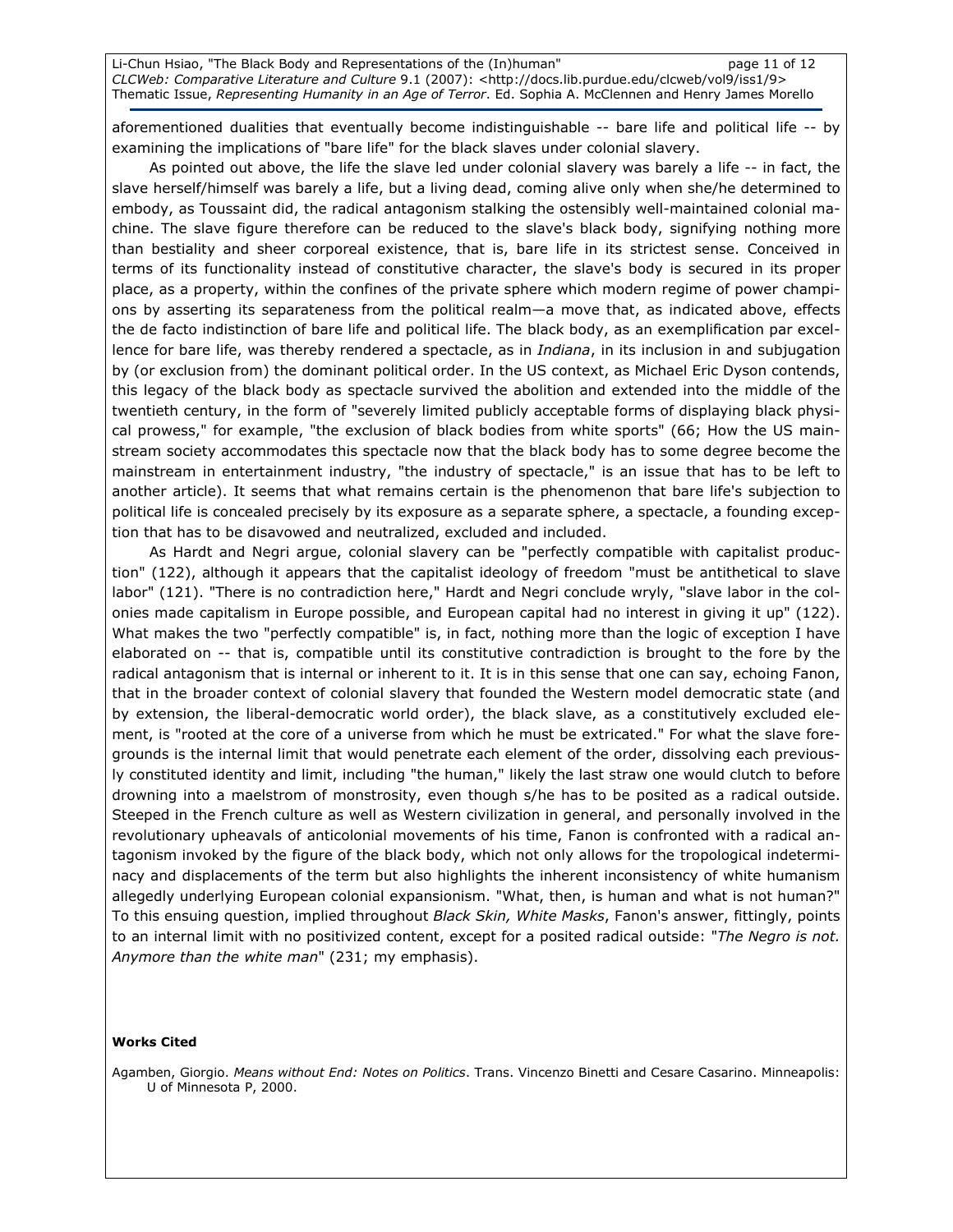aforementioned dualities that eventually become indistinguishable -- bare life and political life -- by examining the implications of "bare life" for the black slaves under colonial slavery.

As pointed out above, the life the slave led under colonial slavery was barely a life -- in fact, the slave herself/himself was barely a life, but a living dead, coming alive only when she/he determined to embody, as Toussaint did, the radical antagonism stalking the ostensibly well-maintained colonial machine. The slave figure therefore can be reduced to the slave's black body, signifying nothing more than bestiality and sheer corporeal existence, that is, bare life in its strictest sense. Conceived in terms of its functionality instead of constitutive character, the slave's body is secured in its proper place, as a property, within the confines of the private sphere which modern regime of power champions by asserting its separateness from the political realm—a move that, as indicated above, effects the de facto indistinction of bare life and political life. The black body, as an exemplification par excellence for bare life, was thereby rendered a spectacle, as in *Indiana*, in its inclusion in and subjugation by (or exclusion from) the dominant political order. In the US context, as Michael Eric Dyson contends, this legacy of the black body as spectacle survived the abolition and extended into the middle of the twentieth century, in the form of "severely limited publicly acceptable forms of displaying black physical prowess," for example, "the exclusion of black bodies from white sports" (66; How the US mainstream society accommodates this spectacle now that the black body has to some degree become the mainstream in entertainment industry, "the industry of spectacle," is an issue that has to be left to another article). It seems that what remains certain is the phenomenon that bare life's subjection to political life is concealed precisely by its exposure as a separate sphere, a spectacle, a founding exception that has to be disavowed and neutralized, excluded and included.

As Hardt and Negri argue, colonial slavery can be "perfectly compatible with capitalist production" (122), although it appears that the capitalist ideology of freedom "must be antithetical to slave labor" (121). "There is no contradiction here," Hardt and Negri conclude wryly, "slave labor in the colonies made capitalism in Europe possible, and European capital had no interest in giving it up" (122). What makes the two "perfectly compatible" is, in fact, nothing more than the logic of exception I have elaborated on -- that is, compatible until its constitutive contradiction is brought to the fore by the radical antagonism that is internal or inherent to it. It is in this sense that one can say, echoing Fanon, that in the broader context of colonial slavery that founded the Western model democratic state (and by extension, the liberal-democratic world order), the black slave, as a constitutively excluded element, is "rooted at the core of a universe from which he must be extricated." For what the slave foregrounds is the internal limit that would penetrate each element of the order, dissolving each previously constituted identity and limit, including "the human," likely the last straw one would clutch to before drowning into a maelstrom of monstrosity, even though s/he has to be posited as a radical outside. Steeped in the French culture as well as Western civilization in general, and personally involved in the revolutionary upheavals of anticolonial movements of his time, Fanon is confronted with a radical antagonism invoked by the figure of the black body, which not only allows for the tropological indeterminacy and displacements of the term but also highlights the inherent inconsistency of white humanism allegedly underlying European colonial expansionism. "What, then, is human and what is not human?" To this ensuing question, implied throughout *Black Skin, White Masks*, Fanon's answer, fittingly, points to an internal limit with no positivized content, except for a posited radical outside: "*The Negro is not. Anymore than the white man*" (231; my emphasis).

**Works Cited**

Agamben, Giorgio. *Means without End: Notes on Politics*. Trans. Vincenzo Binetti and Cesare Casarino. Minneapolis: U of Minnesota P, 2000.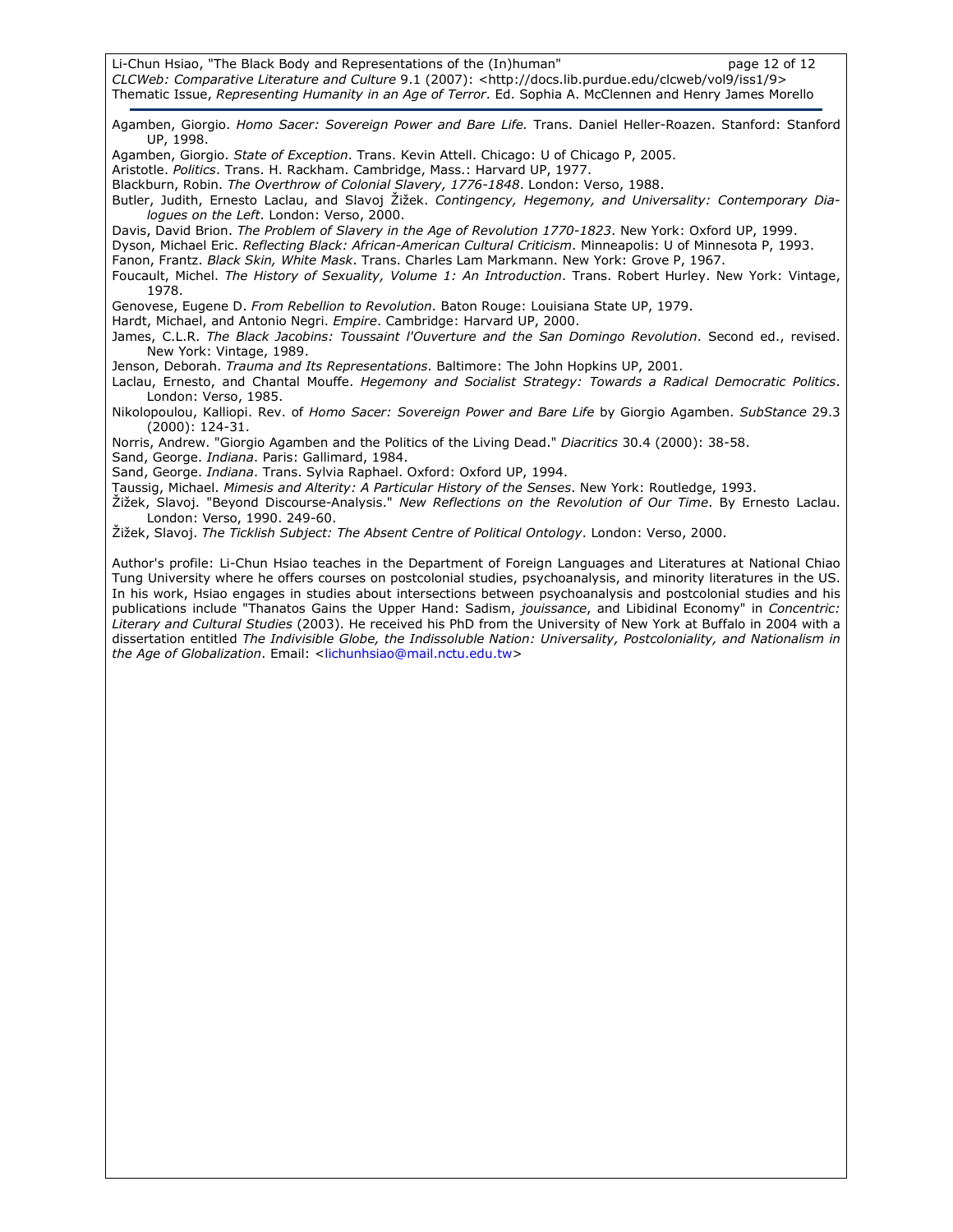Agamben, Giorgio. *Homo Sacer: Sovereign Power and Bare Life.* Trans. Daniel Heller-Roazen. Stanford: Stanford UP, 1998.

Agamben, Giorgio. *State of Exception*. Trans. Kevin Attell. Chicago: U of Chicago P, 2005.

Aristotle. *Politics*. Trans. H. Rackham. Cambridge, Mass.: Harvard UP, 1977.

Blackburn, Robin. *The Overthrow of Colonial Slavery, 1776-1848*. London: Verso, 1988.

Butler, Judith, Ernesto Laclau, and Slavoj Žižek. *Contingency, Hegemony, and Universality: Contemporary Dialogues on the Left*. London: Verso, 2000.

Davis, David Brion. *The Problem of Slavery in the Age of Revolution 1770-1823*. New York: Oxford UP, 1999.

Dyson, Michael Eric. *Reflecting Black: African-American Cultural Criticism*. Minneapolis: U of Minnesota P, 1993.

Fanon, Frantz. *Black Skin, White Mask*. Trans. Charles Lam Markmann. New York: Grove P, 1967.

Foucault, Michel. *The History of Sexuality, Volume 1: An Introduction*. Trans. Robert Hurley. New York: Vintage, 1978.

Genovese, Eugene D. *From Rebellion to Revolution*. Baton Rouge: Louisiana State UP, 1979.

Hardt, Michael, and Antonio Negri. *Empire*. Cambridge: Harvard UP, 2000.

James, C.L.R. *The Black Jacobins: Toussaint l'Ouverture and the San Domingo Revolution*. Second ed., revised. New York: Vintage, 1989.

Jenson, Deborah. *Trauma and Its Representations*. Baltimore: The John Hopkins UP, 2001.

Laclau, Ernesto, and Chantal Mouffe. *Hegemony and Socialist Strategy: Towards a Radical Democratic Politics*. London: Verso, 1985.

Nikolopoulou, Kalliopi. Rev. of *Homo Sacer: Sovereign Power and Bare Life* by Giorgio Agamben. *SubStance* 29.3 (2000): 124-31.

Norris, Andrew. "Giorgio Agamben and the Politics of the Living Dead." *Diacritics* 30.4 (2000): 38-58.

Sand, George. *Indiana*. Paris: Gallimard, 1984.

Sand, George. *Indiana*. Trans. Sylvia Raphael. Oxford: Oxford UP, 1994.

Taussig, Michael. *Mimesis and Alterity: A Particular History of the Senses*. New York: Routledge, 1993.

Žižek, Slavoj. "Beyond Discourse-Analysis." *New Reflections on the Revolution of Our Time*. By Ernesto Laclau. London: Verso, 1990. 249-60.

Žižek, Slavoj. *The Ticklish Subject: The Absent Centre of Political Ontology*. London: Verso, 2000.

Author's profile: Li-Chun Hsiao teaches in the Department of Foreign Languages and Literatures at National Chiao Tung University where he offers courses on postcolonial studies, psychoanalysis, and minority literatures in the US. In his work, Hsiao engages in studies about intersections between psychoanalysis and postcolonial studies and his publications include "Thanatos Gains the Upper Hand: Sadism, *jouissance*, and Libidinal Economy" in *Concentric: Literary and Cultural Studies* (2003). He received his PhD from the University of New York at Buffalo in 2004 with a dissertation entitled *The Indivisible Globe, the Indissoluble Nation: Universality, Postcoloniality, and Nationalism in the Age of Globalization*. Email: <lichunhsiao@mail.nctu.edu.tw>